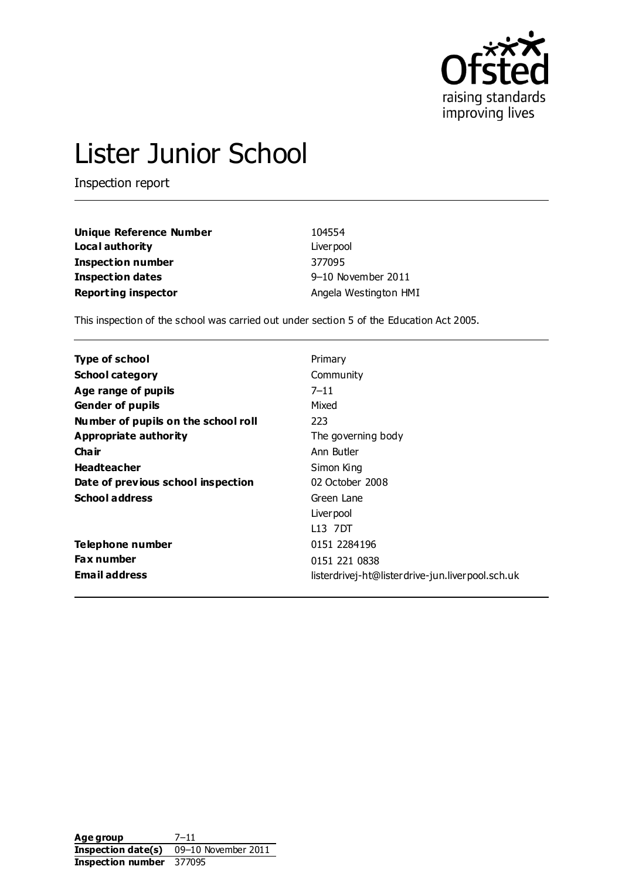# Lister Junior School

Inspection report

| | |
|---|---|
| **Unique Reference Number** | 104554 |
| **Local authority** | Liverpool |
| **Inspection number** | 377095 |
| **Inspection dates** | 9–10 November 2011 |
| **Reporting inspector** | Angela Westington HMI |

This inspection of the school was carried out under section 5 of the Education Act 2005.

| | |
|---|---|
| **Type of school** | Primary |
| **School category** | Community |
| **Age range of pupils** | 7–11 |
| **Gender of pupils** | Mixed |
| **Number of pupils on the school roll** | 223 |
| **Appropriate authority** | The governing body |
| **Chair** | Ann Butler |
| **Headteacher** | Simon King |
| **Date of previous school inspection** | 02 October 2008 |
| **School address** | Green Lane<br>Liverpool<br>L13 7DT |
| **Telephone number** | 0151 2284196 |
| **Fax number** | 0151 221 0838 |
| **Email address** | listerdrivej-ht@listerdrive-jun.liverpool.sch.uk |

| | |
|---|---|
| **Age group** | 7–11 |
| **Inspection date(s)** | 09–10 November 2011 |
| **Inspection number** | 377095 |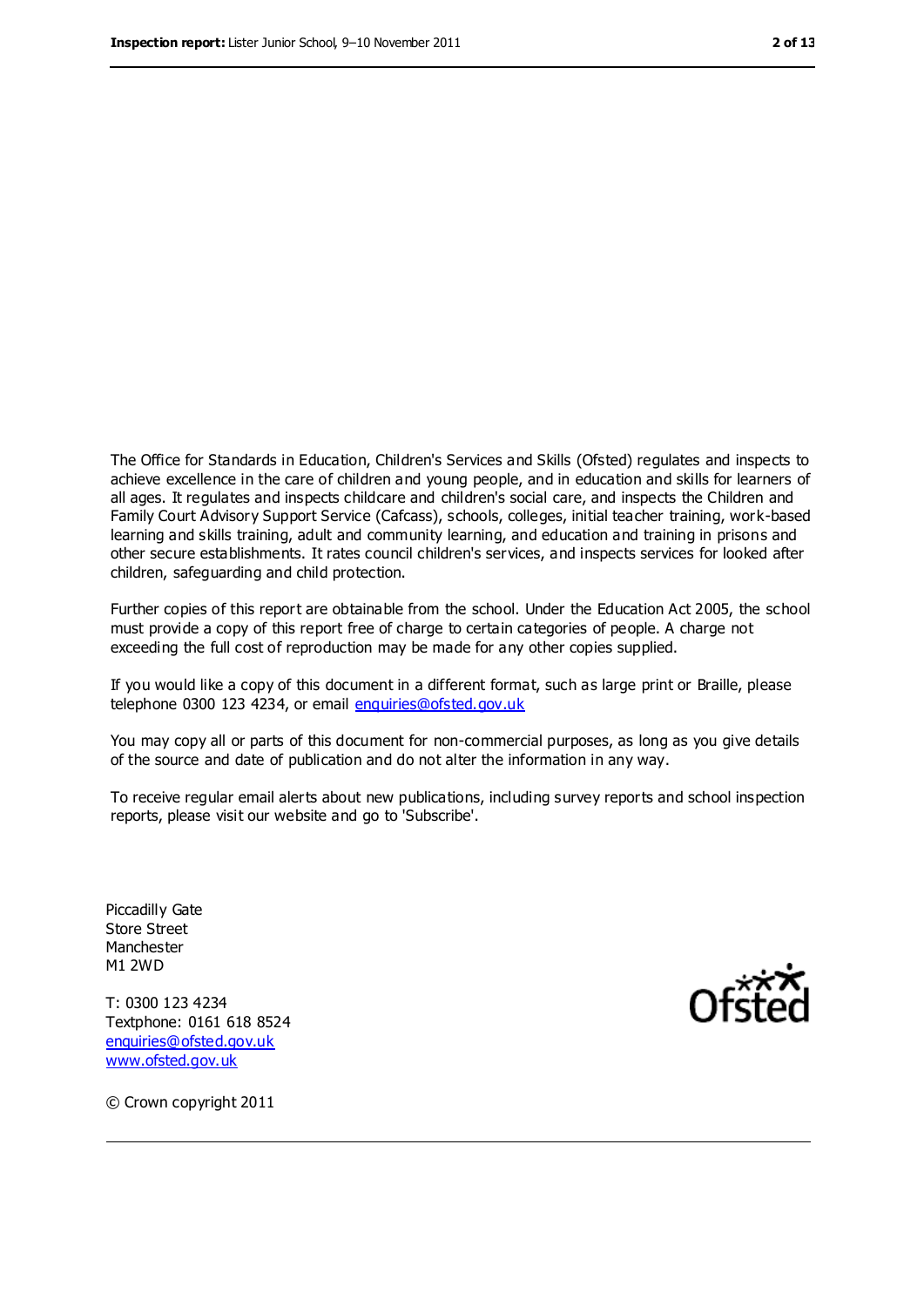The Office for Standards in Education, Children's Services and Skills (Ofsted) regulates and inspects to achieve excellence in the care of children and young people, and in education and skills for learners of all ages. It regulates and inspects childcare and children's social care, and inspects the Children and Family Court Advisory Support Service (Cafcass), schools, colleges, initial teacher training, work-based learning and skills training, adult and community learning, and education and training in prisons and other secure establishments. It rates council children's services, and inspects services for looked after children, safeguarding and child protection.

Further copies of this report are obtainable from the school. Under the Education Act 2005, the school must provide a copy of this report free of charge to certain categories of people. A charge not exceeding the full cost of reproduction may be made for any other copies supplied.

If you would like a copy of this document in a different format, such as large print or Braille, please telephone 0300 123 4234, or email enquiries@ofsted.gov.uk

You may copy all or parts of this document for non-commercial purposes, as long as you give details of the source and date of publication and do not alter the information in any way.

To receive regular email alerts about new publications, including survey reports and school inspection reports, please visit our website and go to 'Subscribe'.

Piccadilly Gate
Store Street
Manchester
M1 2WD

T: 0300 123 4234
Textphone: 0161 618 8524
enquiries@ofsted.gov.uk
www.ofsted.gov.uk

© Crown copyright 2011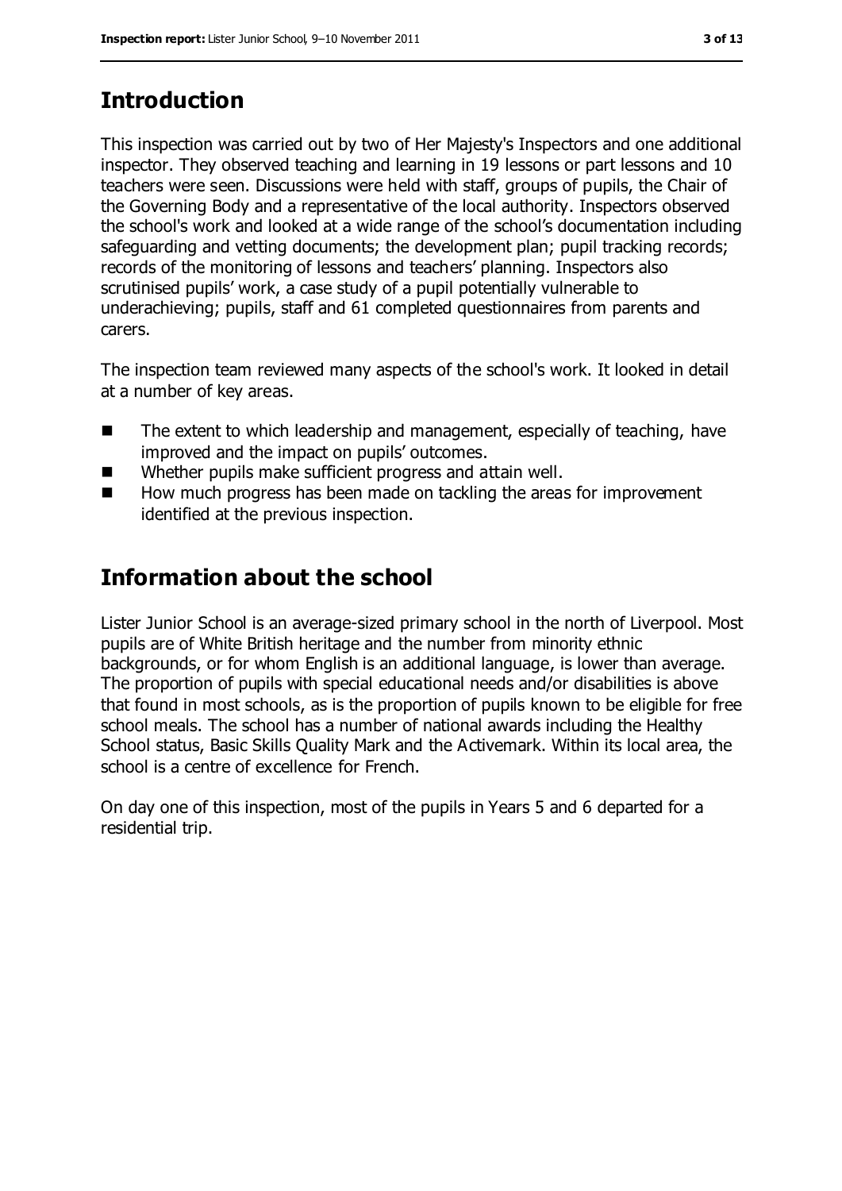## Introduction

This inspection was carried out by two of Her Majesty's Inspectors and one additional inspector. They observed teaching and learning in 19 lessons or part lessons and 10 teachers were seen. Discussions were held with staff, groups of pupils, the Chair of the Governing Body and a representative of the local authority. Inspectors observed the school's work and looked at a wide range of the school's documentation including safeguarding and vetting documents; the development plan; pupil tracking records; records of the monitoring of lessons and teachers' planning. Inspectors also scrutinised pupils' work, a case study of a pupil potentially vulnerable to underachieving; pupils, staff and 61 completed questionnaires from parents and carers.

The inspection team reviewed many aspects of the school's work. It looked in detail at a number of key areas.

- The extent to which leadership and management, especially of teaching, have improved and the impact on pupils' outcomes.
- Whether pupils make sufficient progress and attain well.
- How much progress has been made on tackling the areas for improvement identified at the previous inspection.

## Information about the school

Lister Junior School is an average-sized primary school in the north of Liverpool. Most pupils are of White British heritage and the number from minority ethnic backgrounds, or for whom English is an additional language, is lower than average. The proportion of pupils with special educational needs and/or disabilities is above that found in most schools, as is the proportion of pupils known to be eligible for free school meals. The school has a number of national awards including the Healthy School status, Basic Skills Quality Mark and the Activemark. Within its local area, the school is a centre of excellence for French.

On day one of this inspection, most of the pupils in Years 5 and 6 departed for a residential trip.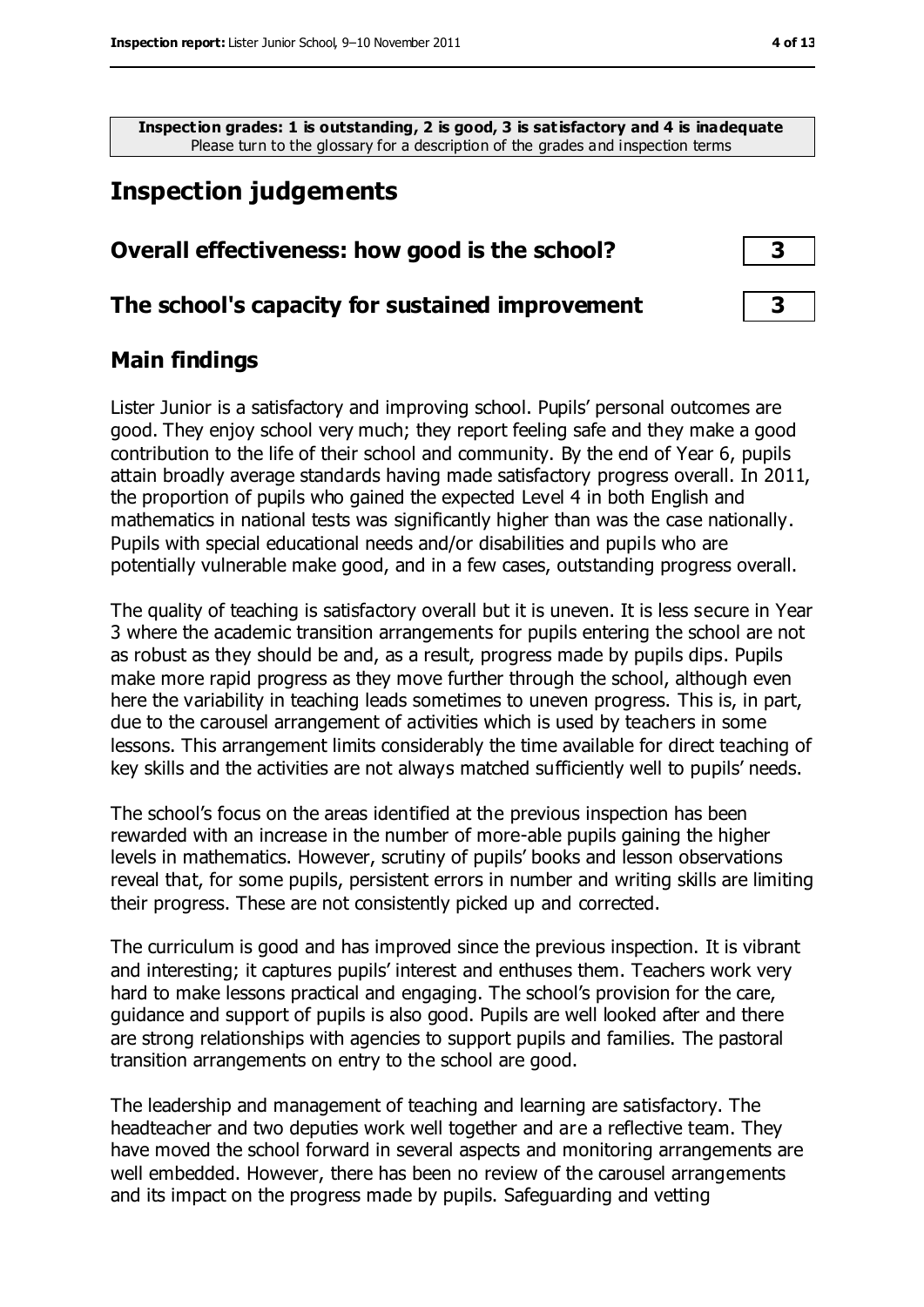**Inspection grades: 1 is outstanding, 2 is good, 3 is satisfactory and 4 is inadequate**
Please turn to the glossary for a description of the grades and inspection terms

# Inspection judgements

## Overall effectiveness: how good is the school? 3

## The school's capacity for sustained improvement 3

## Main findings

Lister Junior is a satisfactory and improving school. Pupils' personal outcomes are good. They enjoy school very much; they report feeling safe and they make a good contribution to the life of their school and community. By the end of Year 6, pupils attain broadly average standards having made satisfactory progress overall. In 2011, the proportion of pupils who gained the expected Level 4 in both English and mathematics in national tests was significantly higher than was the case nationally. Pupils with special educational needs and/or disabilities and pupils who are potentially vulnerable make good, and in a few cases, outstanding progress overall.

The quality of teaching is satisfactory overall but it is uneven. It is less secure in Year 3 where the academic transition arrangements for pupils entering the school are not as robust as they should be and, as a result, progress made by pupils dips. Pupils make more rapid progress as they move further through the school, although even here the variability in teaching leads sometimes to uneven progress. This is, in part, due to the carousel arrangement of activities which is used by teachers in some lessons. This arrangement limits considerably the time available for direct teaching of key skills and the activities are not always matched sufficiently well to pupils' needs.

The school's focus on the areas identified at the previous inspection has been rewarded with an increase in the number of more-able pupils gaining the higher levels in mathematics. However, scrutiny of pupils' books and lesson observations reveal that, for some pupils, persistent errors in number and writing skills are limiting their progress. These are not consistently picked up and corrected.

The curriculum is good and has improved since the previous inspection. It is vibrant and interesting; it captures pupils' interest and enthuses them. Teachers work very hard to make lessons practical and engaging. The school's provision for the care, guidance and support of pupils is also good. Pupils are well looked after and there are strong relationships with agencies to support pupils and families. The pastoral transition arrangements on entry to the school are good.

The leadership and management of teaching and learning are satisfactory. The headteacher and two deputies work well together and are a reflective team. They have moved the school forward in several aspects and monitoring arrangements are well embedded. However, there has been no review of the carousel arrangements and its impact on the progress made by pupils. Safeguarding and vetting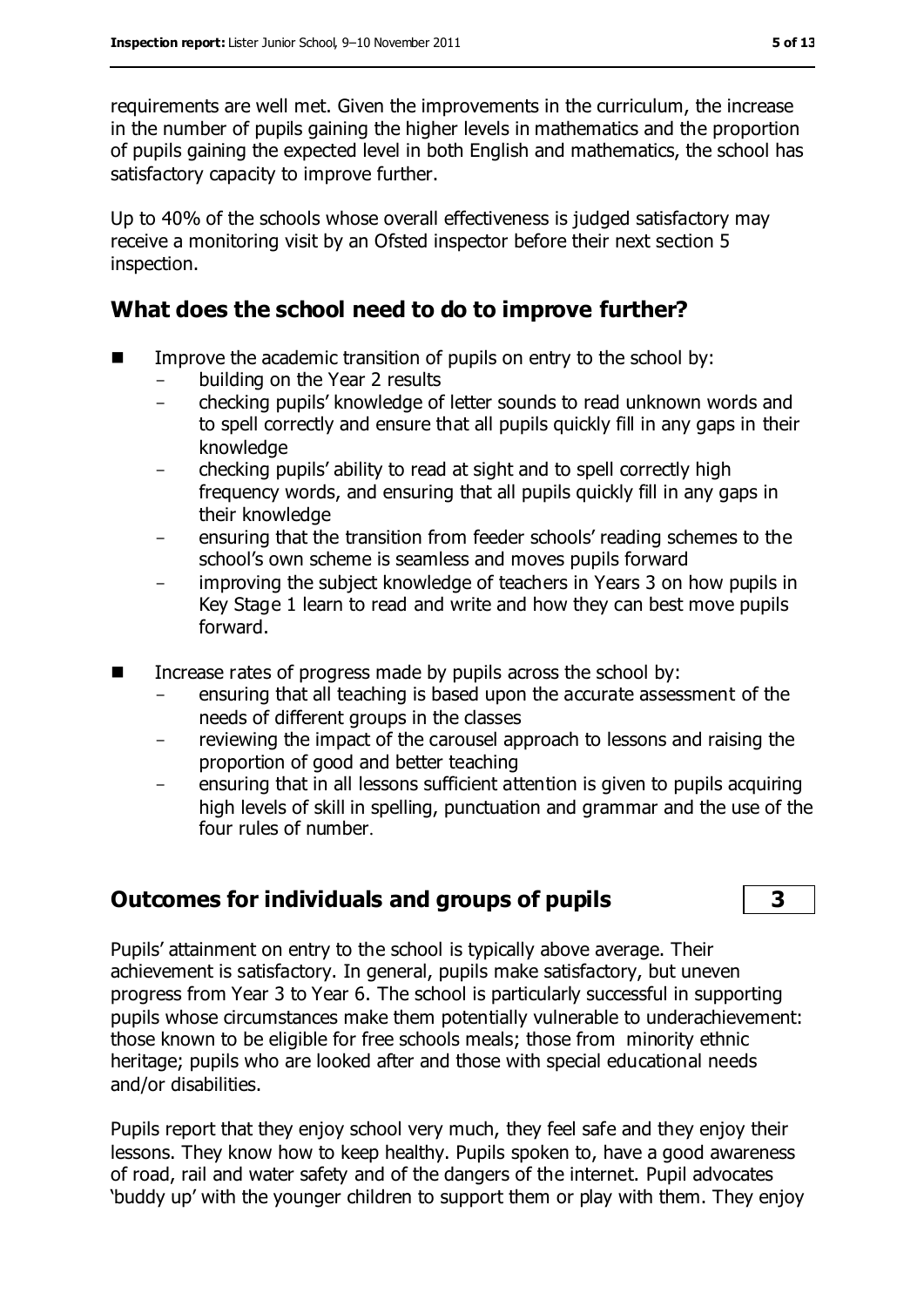requirements are well met. Given the improvements in the curriculum, the increase in the number of pupils gaining the higher levels in mathematics and the proportion of pupils gaining the expected level in both English and mathematics, the school has satisfactory capacity to improve further.

Up to 40% of the schools whose overall effectiveness is judged satisfactory may receive a monitoring visit by an Ofsted inspector before their next section 5 inspection.

## What does the school need to do to improve further?

- Improve the academic transition of pupils on entry to the school by:
  - building on the Year 2 results
  - checking pupils' knowledge of letter sounds to read unknown words and to spell correctly and ensure that all pupils quickly fill in any gaps in their knowledge
  - checking pupils' ability to read at sight and to spell correctly high frequency words, and ensuring that all pupils quickly fill in any gaps in their knowledge
  - ensuring that the transition from feeder schools' reading schemes to the school's own scheme is seamless and moves pupils forward
  - improving the subject knowledge of teachers in Years 3 on how pupils in Key Stage 1 learn to read and write and how they can best move pupils forward.
- Increase rates of progress made by pupils across the school by:
  - ensuring that all teaching is based upon the accurate assessment of the needs of different groups in the classes
  - reviewing the impact of the carousel approach to lessons and raising the proportion of good and better teaching
  - ensuring that in all lessons sufficient attention is given to pupils acquiring high levels of skill in spelling, punctuation and grammar and the use of the four rules of number.

## Outcomes for individuals and groups of pupils — 3

Pupils' attainment on entry to the school is typically above average. Their achievement is satisfactory. In general, pupils make satisfactory, but uneven progress from Year 3 to Year 6. The school is particularly successful in supporting pupils whose circumstances make them potentially vulnerable to underachievement: those known to be eligible for free schools meals; those from minority ethnic heritage; pupils who are looked after and those with special educational needs and/or disabilities.

Pupils report that they enjoy school very much, they feel safe and they enjoy their lessons. They know how to keep healthy. Pupils spoken to, have a good awareness of road, rail and water safety and of the dangers of the internet. Pupil advocates 'buddy up' with the younger children to support them or play with them. They enjoy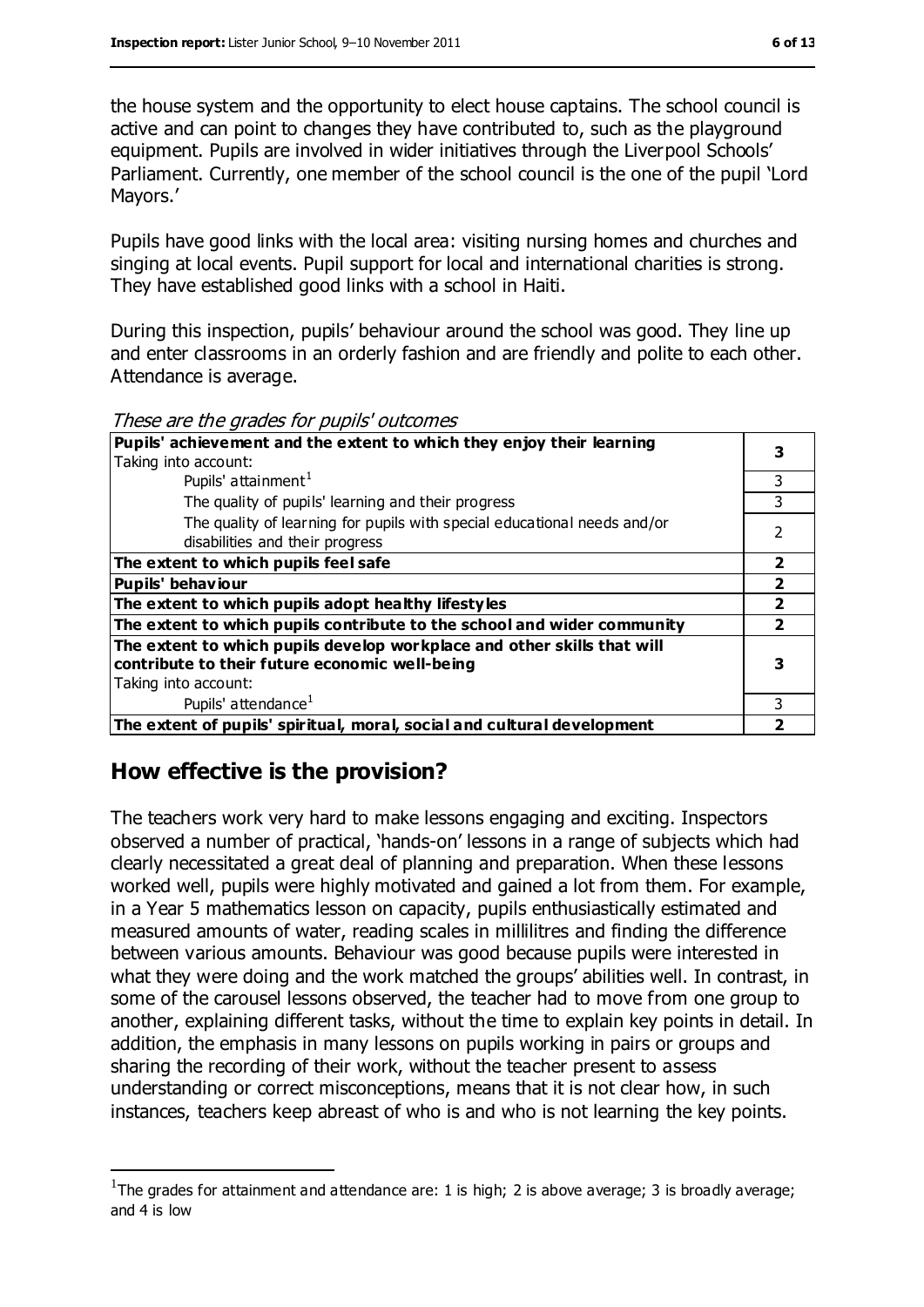the house system and the opportunity to elect house captains. The school council is active and can point to changes they have contributed to, such as the playground equipment. Pupils are involved in wider initiatives through the Liverpool Schools' Parliament. Currently, one member of the school council is the one of the pupil 'Lord Mayors.'

Pupils have good links with the local area: visiting nursing homes and churches and singing at local events. Pupil support for local and international charities is strong. They have established good links with a school in Haiti.

During this inspection, pupils' behaviour around the school was good. They line up and enter classrooms in an orderly fashion and are friendly and polite to each other. Attendance is average.

*These are the grades for pupils' outcomes*

| | |
|---|---|
| **Pupils' achievement and the extent to which they enjoy their learning**<br>Taking into account: | **3** |
| Pupils' attainment[1] | 3 |
| The quality of pupils' learning and their progress | 3 |
| The quality of learning for pupils with special educational needs and/or disabilities and their progress | 2 |
| **The extent to which pupils feel safe** | **2** |
| **Pupils' behaviour** | **2** |
| **The extent to which pupils adopt healthy lifestyles** | **2** |
| **The extent to which pupils contribute to the school and wider community** | **2** |
| **The extent to which pupils develop workplace and other skills that will contribute to their future economic well-being**<br>Taking into account: | **3** |
| Pupils' attendance[1] | 3 |
| **The extent of pupils' spiritual, moral, social and cultural development** | **2** |

## How effective is the provision?

The teachers work very hard to make lessons engaging and exciting. Inspectors observed a number of practical, 'hands-on' lessons in a range of subjects which had clearly necessitated a great deal of planning and preparation. When these lessons worked well, pupils were highly motivated and gained a lot from them. For example, in a Year 5 mathematics lesson on capacity, pupils enthusiastically estimated and measured amounts of water, reading scales in millilitres and finding the difference between various amounts. Behaviour was good because pupils were interested in what they were doing and the work matched the groups' abilities well. In contrast, in some of the carousel lessons observed, the teacher had to move from one group to another, explaining different tasks, without the time to explain key points in detail. In addition, the emphasis in many lessons on pupils working in pairs or groups and sharing the recording of their work, without the teacher present to assess understanding or correct misconceptions, means that it is not clear how, in such instances, teachers keep abreast of who is and who is not learning the key points.

[1] The grades for attainment and attendance are: 1 is high; 2 is above average; 3 is broadly average; and 4 is low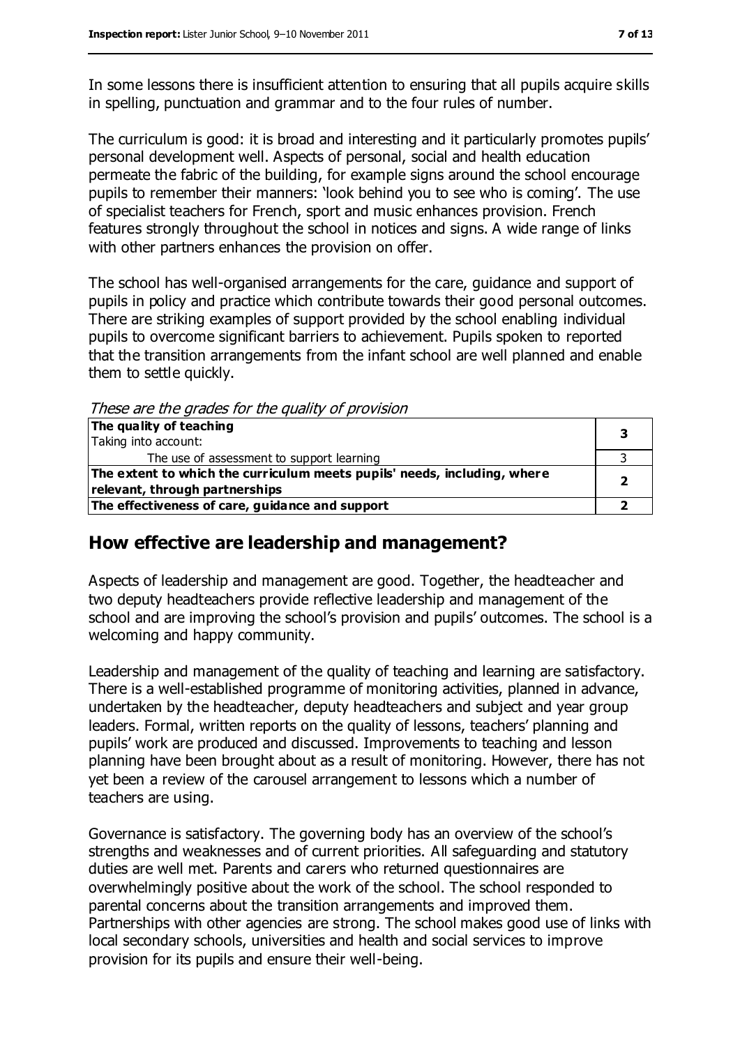In some lessons there is insufficient attention to ensuring that all pupils acquire skills in spelling, punctuation and grammar and to the four rules of number.

The curriculum is good: it is broad and interesting and it particularly promotes pupils' personal development well. Aspects of personal, social and health education permeate the fabric of the building, for example signs around the school encourage pupils to remember their manners: 'look behind you to see who is coming'. The use of specialist teachers for French, sport and music enhances provision. French features strongly throughout the school in notices and signs. A wide range of links with other partners enhances the provision on offer.

The school has well-organised arrangements for the care, guidance and support of pupils in policy and practice which contribute towards their good personal outcomes. There are striking examples of support provided by the school enabling individual pupils to overcome significant barriers to achievement. Pupils spoken to reported that the transition arrangements from the infant school are well planned and enable them to settle quickly.

*These are the grades for the quality of provision*

| | |
|---|---|
| **The quality of teaching**<br>Taking into account: | **3** |
| The use of assessment to support learning | 3 |
| **The extent to which the curriculum meets pupils' needs, including, where relevant, through partnerships** | **2** |
| **The effectiveness of care, guidance and support** | **2** |

## How effective are leadership and management?

Aspects of leadership and management are good. Together, the headteacher and two deputy headteachers provide reflective leadership and management of the school and are improving the school's provision and pupils' outcomes. The school is a welcoming and happy community.

Leadership and management of the quality of teaching and learning are satisfactory. There is a well-established programme of monitoring activities, planned in advance, undertaken by the headteacher, deputy headteachers and subject and year group leaders. Formal, written reports on the quality of lessons, teachers' planning and pupils' work are produced and discussed. Improvements to teaching and lesson planning have been brought about as a result of monitoring. However, there has not yet been a review of the carousel arrangement to lessons which a number of teachers are using.

Governance is satisfactory. The governing body has an overview of the school's strengths and weaknesses and of current priorities. All safeguarding and statutory duties are well met. Parents and carers who returned questionnaires are overwhelmingly positive about the work of the school. The school responded to parental concerns about the transition arrangements and improved them. Partnerships with other agencies are strong. The school makes good use of links with local secondary schools, universities and health and social services to improve provision for its pupils and ensure their well-being.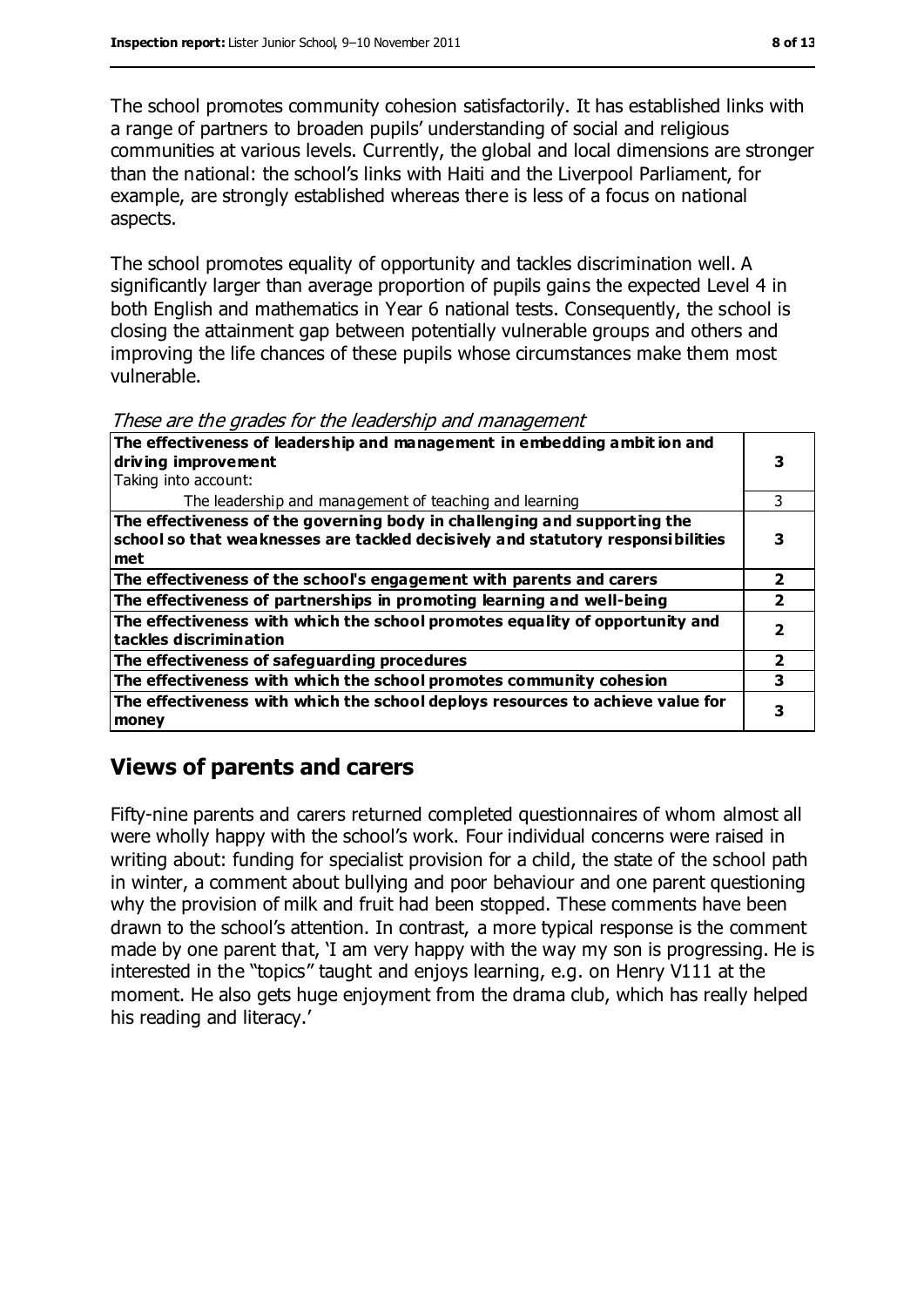The school promotes community cohesion satisfactorily. It has established links with a range of partners to broaden pupils' understanding of social and religious communities at various levels. Currently, the global and local dimensions are stronger than the national: the school's links with Haiti and the Liverpool Parliament, for example, are strongly established whereas there is less of a focus on national aspects.

The school promotes equality of opportunity and tackles discrimination well. A significantly larger than average proportion of pupils gains the expected Level 4 in both English and mathematics in Year 6 national tests. Consequently, the school is closing the attainment gap between potentially vulnerable groups and others and improving the life chances of these pupils whose circumstances make them most vulnerable.

*These are the grades for the leadership and management*

| | |
|---|---|
| **The effectiveness of leadership and management in embedding ambition and driving improvement**<br>Taking into account: | **3** |
| The leadership and management of teaching and learning | 3 |
| **The effectiveness of the governing body in challenging and supporting the school so that weaknesses are tackled decisively and statutory responsibilities met** | **3** |
| **The effectiveness of the school's engagement with parents and carers** | **2** |
| **The effectiveness of partnerships in promoting learning and well-being** | **2** |
| **The effectiveness with which the school promotes equality of opportunity and tackles discrimination** | **2** |
| **The effectiveness of safeguarding procedures** | **2** |
| **The effectiveness with which the school promotes community cohesion** | **3** |
| **The effectiveness with which the school deploys resources to achieve value for money** | **3** |

## Views of parents and carers

Fifty-nine parents and carers returned completed questionnaires of whom almost all were wholly happy with the school's work. Four individual concerns were raised in writing about: funding for specialist provision for a child, the state of the school path in winter, a comment about bullying and poor behaviour and one parent questioning why the provision of milk and fruit had been stopped. These comments have been drawn to the school's attention. In contrast, a more typical response is the comment made by one parent that, 'I am very happy with the way my son is progressing. He is interested in the "topics" taught and enjoys learning, e.g. on Henry V111 at the moment. He also gets huge enjoyment from the drama club, which has really helped his reading and literacy.'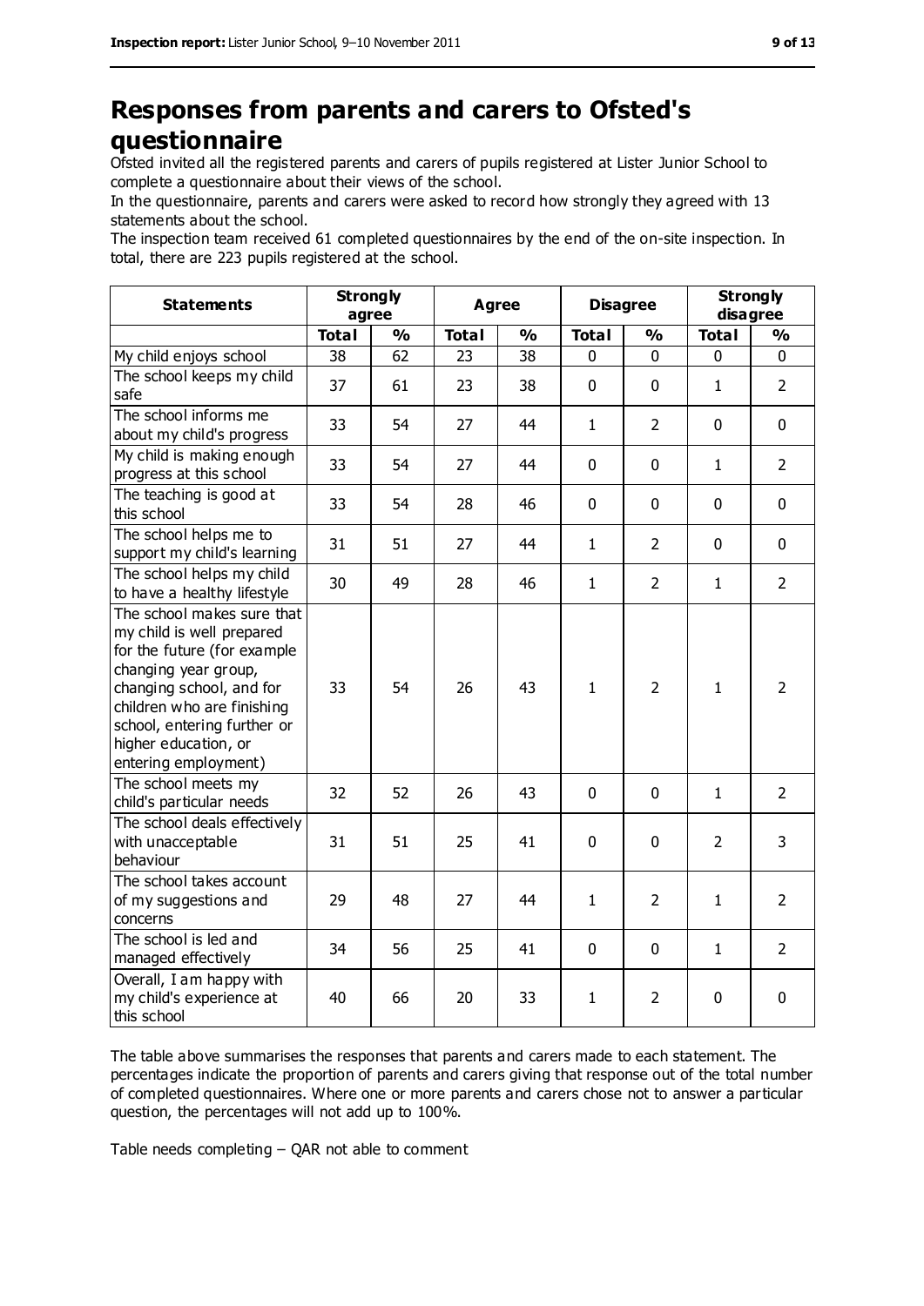# Responses from parents and carers to Ofsted's questionnaire

Ofsted invited all the registered parents and carers of pupils registered at Lister Junior School to complete a questionnaire about their views of the school.

In the questionnaire, parents and carers were asked to record how strongly they agreed with 13 statements about the school.

The inspection team received 61 completed questionnaires by the end of the on-site inspection. In total, there are 223 pupils registered at the school.

| Statements | Strongly agree | | Agree | | Disagree | | Strongly disagree | |
|---|---|---|---|---|---|---|---|---|
| | Total | % | Total | % | Total | % | Total | % |
| My child enjoys school | 38 | 62 | 23 | 38 | 0 | 0 | 0 | 0 |
| The school keeps my child safe | 37 | 61 | 23 | 38 | 0 | 0 | 1 | 2 |
| The school informs me about my child's progress | 33 | 54 | 27 | 44 | 1 | 2 | 0 | 0 |
| My child is making enough progress at this school | 33 | 54 | 27 | 44 | 0 | 0 | 1 | 2 |
| The teaching is good at this school | 33 | 54 | 28 | 46 | 0 | 0 | 0 | 0 |
| The school helps me to support my child's learning | 31 | 51 | 27 | 44 | 1 | 2 | 0 | 0 |
| The school helps my child to have a healthy lifestyle | 30 | 49 | 28 | 46 | 1 | 2 | 1 | 2 |
| The school makes sure that my child is well prepared for the future (for example changing year group, changing school, and for children who are finishing school, entering further or higher education, or entering employment) | 33 | 54 | 26 | 43 | 1 | 2 | 1 | 2 |
| The school meets my child's particular needs | 32 | 52 | 26 | 43 | 0 | 0 | 1 | 2 |
| The school deals effectively with unacceptable behaviour | 31 | 51 | 25 | 41 | 0 | 0 | 2 | 3 |
| The school takes account of my suggestions and concerns | 29 | 48 | 27 | 44 | 1 | 2 | 1 | 2 |
| The school is led and managed effectively | 34 | 56 | 25 | 41 | 0 | 0 | 1 | 2 |
| Overall, I am happy with my child's experience at this school | 40 | 66 | 20 | 33 | 1 | 2 | 0 | 0 |

The table above summarises the responses that parents and carers made to each statement. The percentages indicate the proportion of parents and carers giving that response out of the total number of completed questionnaires. Where one or more parents and carers chose not to answer a particular question, the percentages will not add up to 100%.

Table needs completing – QAR not able to comment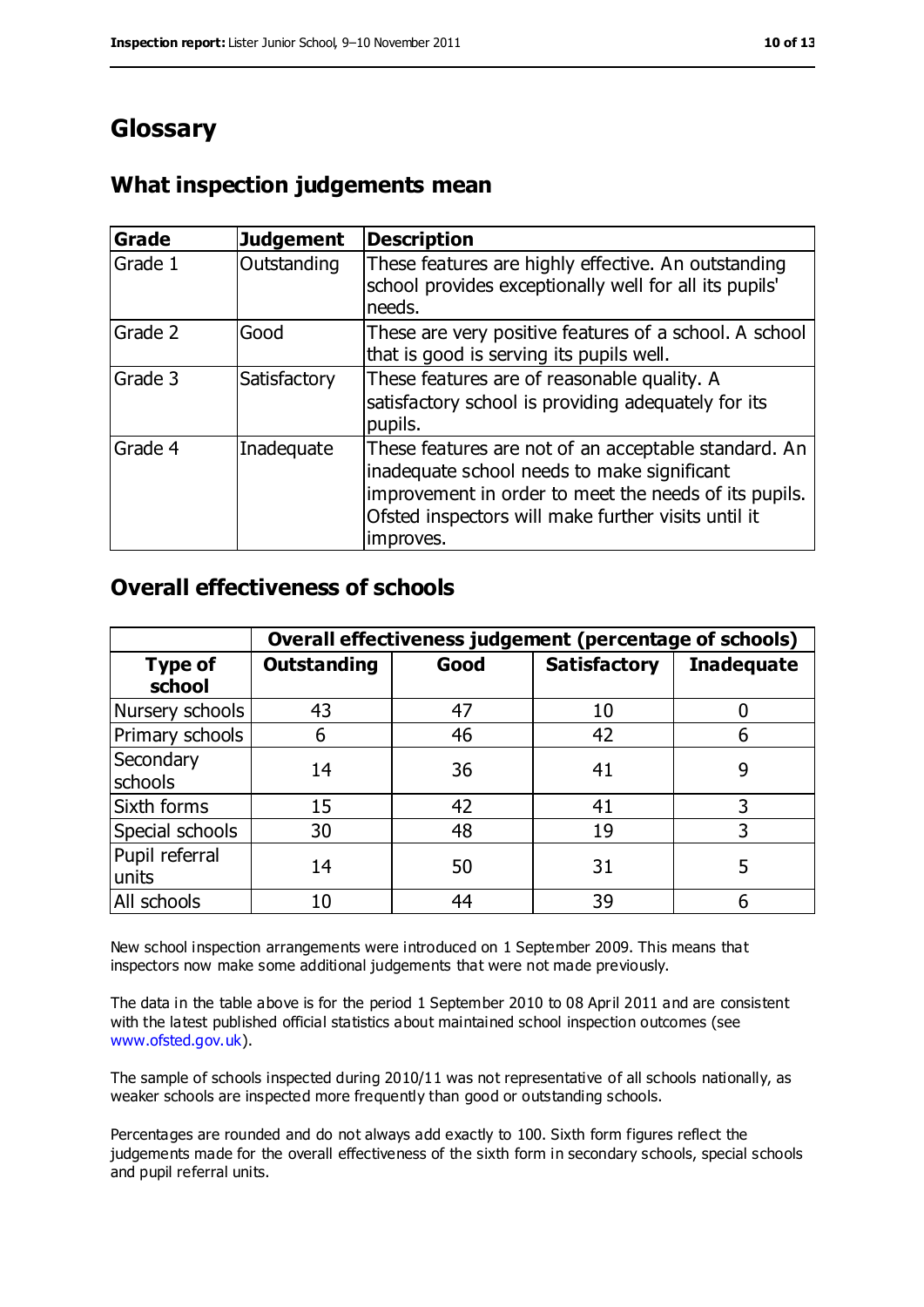# Glossary

## What inspection judgements mean

| Grade | Judgement | Description |
|---|---|---|
| Grade 1 | Outstanding | These features are highly effective. An outstanding school provides exceptionally well for all its pupils' needs. |
| Grade 2 | Good | These are very positive features of a school. A school that is good is serving its pupils well. |
| Grade 3 | Satisfactory | These features are of reasonable quality. A satisfactory school is providing adequately for its pupils. |
| Grade 4 | Inadequate | These features are not of an acceptable standard. An inadequate school needs to make significant improvement in order to meet the needs of its pupils. Ofsted inspectors will make further visits until it improves. |

## Overall effectiveness of schools

| | Overall effectiveness judgement (percentage of schools) | | | |
|---|---|---|---|---|
| **Type of school** | **Outstanding** | **Good** | **Satisfactory** | **Inadequate** |
| Nursery schools | 43 | 47 | 10 | 0 |
| Primary schools | 6 | 46 | 42 | 6 |
| Secondary schools | 14 | 36 | 41 | 9 |
| Sixth forms | 15 | 42 | 41 | 3 |
| Special schools | 30 | 48 | 19 | 3 |
| Pupil referral units | 14 | 50 | 31 | 5 |
| All schools | 10 | 44 | 39 | 6 |

New school inspection arrangements were introduced on 1 September 2009. This means that inspectors now make some additional judgements that were not made previously.

The data in the table above is for the period 1 September 2010 to 08 April 2011 and are consistent with the latest published official statistics about maintained school inspection outcomes (see www.ofsted.gov.uk).

The sample of schools inspected during 2010/11 was not representative of all schools nationally, as weaker schools are inspected more frequently than good or outstanding schools.

Percentages are rounded and do not always add exactly to 100. Sixth form figures reflect the judgements made for the overall effectiveness of the sixth form in secondary schools, special schools and pupil referral units.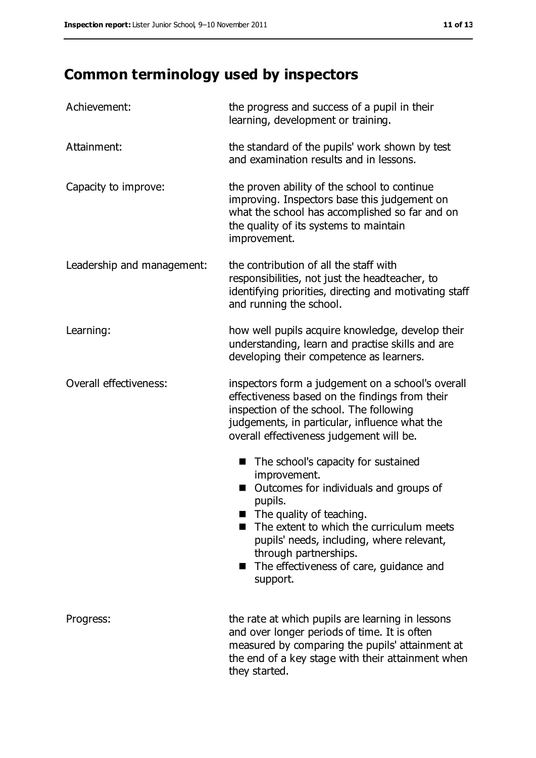## Common terminology used by inspectors

| | |
|---|---|
| Achievement: | the progress and success of a pupil in their learning, development or training. |
| Attainment: | the standard of the pupils' work shown by test and examination results and in lessons. |
| Capacity to improve: | the proven ability of the school to continue improving. Inspectors base this judgement on what the school has accomplished so far and on the quality of its systems to maintain improvement. |
| Leadership and management: | the contribution of all the staff with responsibilities, not just the headteacher, to identifying priorities, directing and motivating staff and running the school. |
| Learning: | how well pupils acquire knowledge, develop their understanding, learn and practise skills and are developing their competence as learners. |
| Overall effectiveness: | inspectors form a judgement on a school's overall effectiveness based on the findings from their inspection of the school. The following judgements, in particular, influence what the overall effectiveness judgement will be.<br>■ The school's capacity for sustained improvement.<br>■ Outcomes for individuals and groups of pupils.<br>■ The quality of teaching.<br>■ The extent to which the curriculum meets pupils' needs, including, where relevant, through partnerships.<br>■ The effectiveness of care, guidance and support. |
| Progress: | the rate at which pupils are learning in lessons and over longer periods of time. It is often measured by comparing the pupils' attainment at the end of a key stage with their attainment when they started. |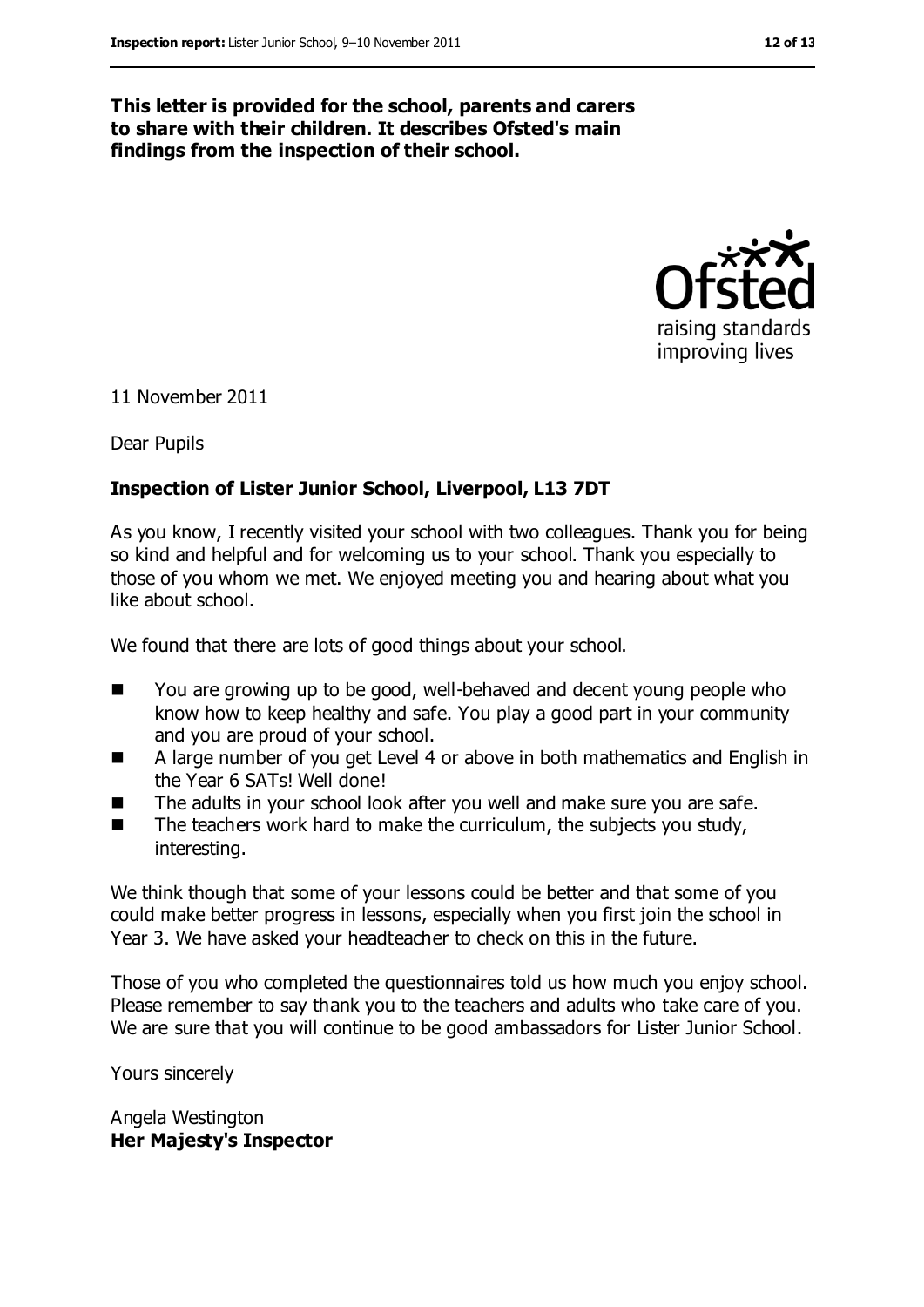**This letter is provided for the school, parents and carers to share with their children. It describes Ofsted's main findings from the inspection of their school.**

11 November 2011

Dear Pupils

**Inspection of Lister Junior School, Liverpool, L13 7DT**

As you know, I recently visited your school with two colleagues. Thank you for being so kind and helpful and for welcoming us to your school. Thank you especially to those of you whom we met. We enjoyed meeting you and hearing about what you like about school.

We found that there are lots of good things about your school.

- You are growing up to be good, well-behaved and decent young people who know how to keep healthy and safe. You play a good part in your community and you are proud of your school.
- A large number of you get Level 4 or above in both mathematics and English in the Year 6 SATs! Well done!
- The adults in your school look after you well and make sure you are safe.
- The teachers work hard to make the curriculum, the subjects you study, interesting.

We think though that some of your lessons could be better and that some of you could make better progress in lessons, especially when you first join the school in Year 3. We have asked your headteacher to check on this in the future.

Those of you who completed the questionnaires told us how much you enjoy school. Please remember to say thank you to the teachers and adults who take care of you. We are sure that you will continue to be good ambassadors for Lister Junior School.

Yours sincerely

Angela Westington
**Her Majesty's Inspector**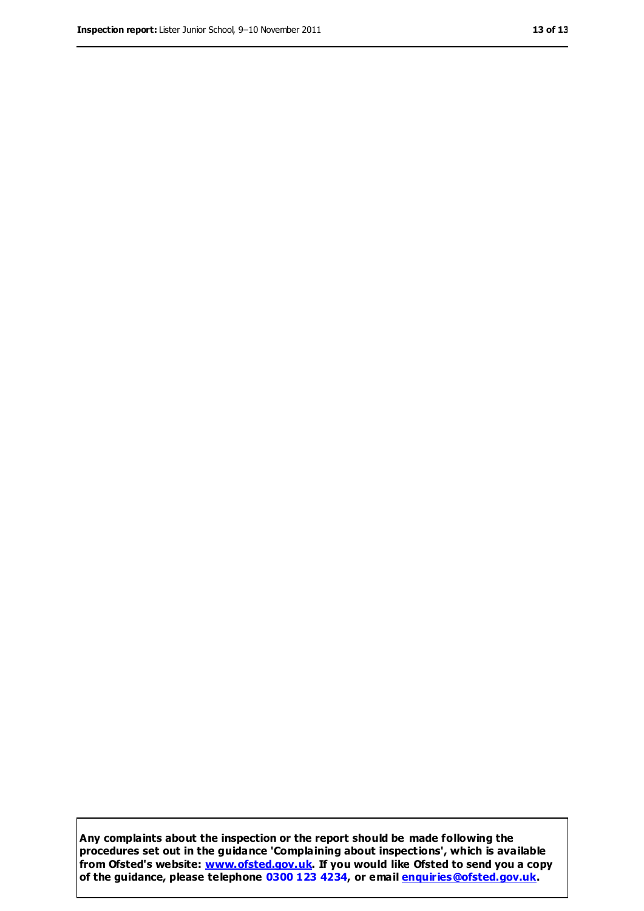**Any complaints about the inspection or the report should be made following the procedures set out in the guidance 'Complaining about inspections', which is available from Ofsted's website: [www.ofsted.gov.uk](http://www.ofsted.gov.uk). If you would like Ofsted to send you a copy of the guidance, please telephone 0300 123 4234, or email [enquiries@ofsted.gov.uk](mailto:enquiries@ofsted.gov.uk).**